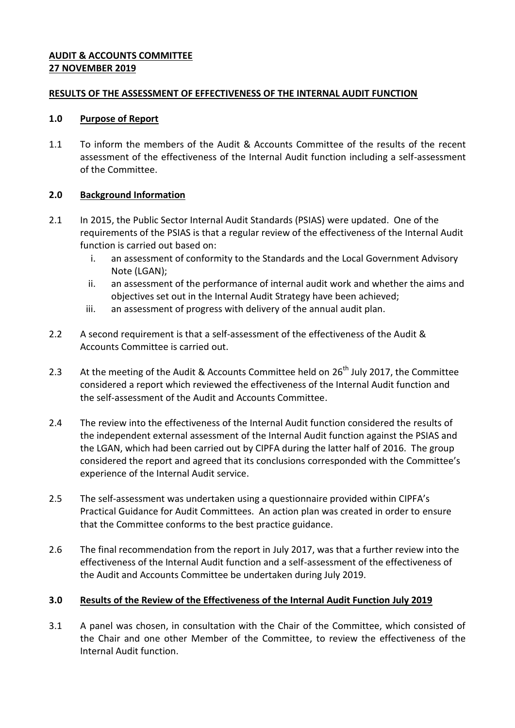**AUDIT & ACCOUNTS COMMITTEE**
**27 NOVEMBER 2019**

**RESULTS OF THE ASSESSMENT OF EFFECTIVENESS OF THE INTERNAL AUDIT FUNCTION**

## 1.0 Purpose of Report

1.1 To inform the members of the Audit & Accounts Committee of the results of the recent assessment of the effectiveness of the Internal Audit function including a self-assessment of the Committee.

## 2.0 Background Information

2.1 In 2015, the Public Sector Internal Audit Standards (PSIAS) were updated. One of the requirements of the PSIAS is that a regular review of the effectiveness of the Internal Audit function is carried out based on:

i. an assessment of conformity to the Standards and the Local Government Advisory Note (LGAN);
ii. an assessment of the performance of internal audit work and whether the aims and objectives set out in the Internal Audit Strategy have been achieved;
iii. an assessment of progress with delivery of the annual audit plan.

2.2 A second requirement is that a self-assessment of the effectiveness of the Audit & Accounts Committee is carried out.

2.3 At the meeting of the Audit & Accounts Committee held on 26th July 2017, the Committee considered a report which reviewed the effectiveness of the Internal Audit function and the self-assessment of the Audit and Accounts Committee.

2.4 The review into the effectiveness of the Internal Audit function considered the results of the independent external assessment of the Internal Audit function against the PSIAS and the LGAN, which had been carried out by CIPFA during the latter half of 2016. The group considered the report and agreed that its conclusions corresponded with the Committee's experience of the Internal Audit service.

2.5 The self-assessment was undertaken using a questionnaire provided within CIPFA's Practical Guidance for Audit Committees. An action plan was created in order to ensure that the Committee conforms to the best practice guidance.

2.6 The final recommendation from the report in July 2017, was that a further review into the effectiveness of the Internal Audit function and a self-assessment of the effectiveness of the Audit and Accounts Committee be undertaken during July 2019.

## 3.0 Results of the Review of the Effectiveness of the Internal Audit Function July 2019

3.1 A panel was chosen, in consultation with the Chair of the Committee, which consisted of the Chair and one other Member of the Committee, to review the effectiveness of the Internal Audit function.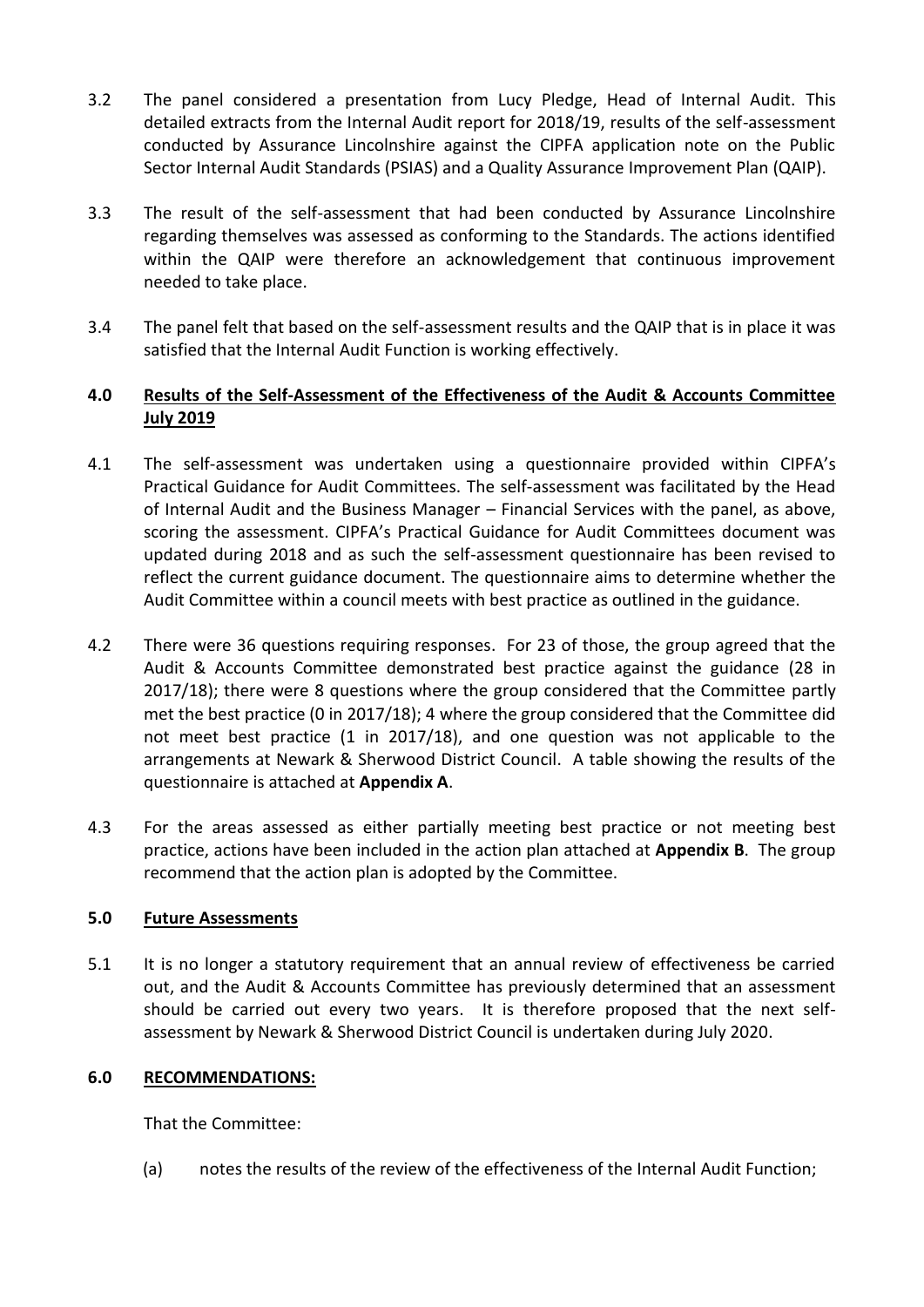3.2 The panel considered a presentation from Lucy Pledge, Head of Internal Audit. This detailed extracts from the Internal Audit report for 2018/19, results of the self-assessment conducted by Assurance Lincolnshire against the CIPFA application note on the Public Sector Internal Audit Standards (PSIAS) and a Quality Assurance Improvement Plan (QAIP).

3.3 The result of the self-assessment that had been conducted by Assurance Lincolnshire regarding themselves was assessed as conforming to the Standards. The actions identified within the QAIP were therefore an acknowledgement that continuous improvement needed to take place.

3.4 The panel felt that based on the self-assessment results and the QAIP that is in place it was satisfied that the Internal Audit Function is working effectively.

## 4.0 Results of the Self-Assessment of the Effectiveness of the Audit & Accounts Committee July 2019

4.1 The self-assessment was undertaken using a questionnaire provided within CIPFA's Practical Guidance for Audit Committees. The self-assessment was facilitated by the Head of Internal Audit and the Business Manager – Financial Services with the panel, as above, scoring the assessment. CIPFA's Practical Guidance for Audit Committees document was updated during 2018 and as such the self-assessment questionnaire has been revised to reflect the current guidance document. The questionnaire aims to determine whether the Audit Committee within a council meets with best practice as outlined in the guidance.

4.2 There were 36 questions requiring responses. For 23 of those, the group agreed that the Audit & Accounts Committee demonstrated best practice against the guidance (28 in 2017/18); there were 8 questions where the group considered that the Committee partly met the best practice (0 in 2017/18); 4 where the group considered that the Committee did not meet best practice (1 in 2017/18), and one question was not applicable to the arrangements at Newark & Sherwood District Council. A table showing the results of the questionnaire is attached at **Appendix A**.

4.3 For the areas assessed as either partially meeting best practice or not meeting best practice, actions have been included in the action plan attached at **Appendix B**. The group recommend that the action plan is adopted by the Committee.

## 5.0 Future Assessments

5.1 It is no longer a statutory requirement that an annual review of effectiveness be carried out, and the Audit & Accounts Committee has previously determined that an assessment should be carried out every two years. It is therefore proposed that the next self-assessment by Newark & Sherwood District Council is undertaken during July 2020.

## 6.0 RECOMMENDATIONS:

That the Committee:

(a) notes the results of the review of the effectiveness of the Internal Audit Function;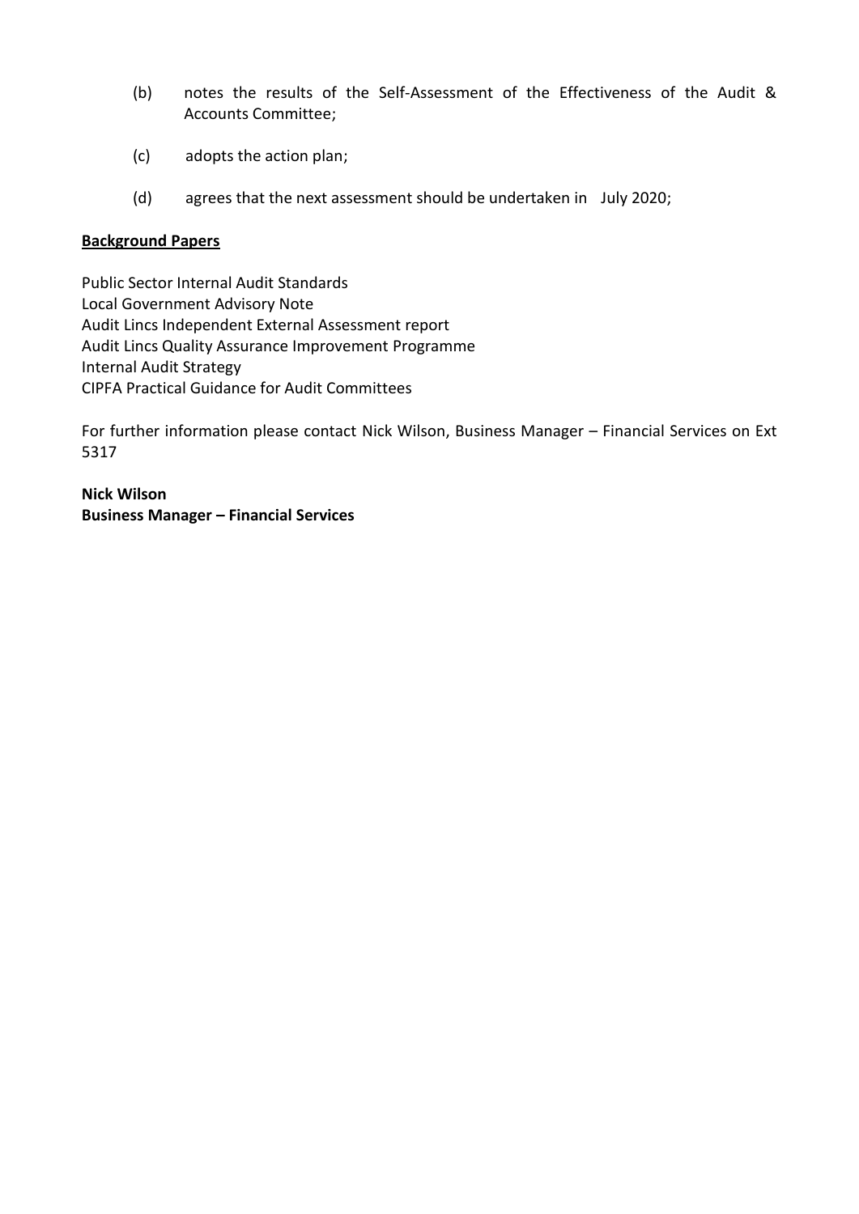(b) notes the results of the Self-Assessment of the Effectiveness of the Audit & Accounts Committee;

(c) adopts the action plan;

(d) agrees that the next assessment should be undertaken in July 2020;

**Background Papers**

Public Sector Internal Audit Standards
Local Government Advisory Note
Audit Lincs Independent External Assessment report
Audit Lincs Quality Assurance Improvement Programme
Internal Audit Strategy
CIPFA Practical Guidance for Audit Committees

For further information please contact Nick Wilson, Business Manager – Financial Services on Ext 5317

**Nick Wilson**
**Business Manager – Financial Services**